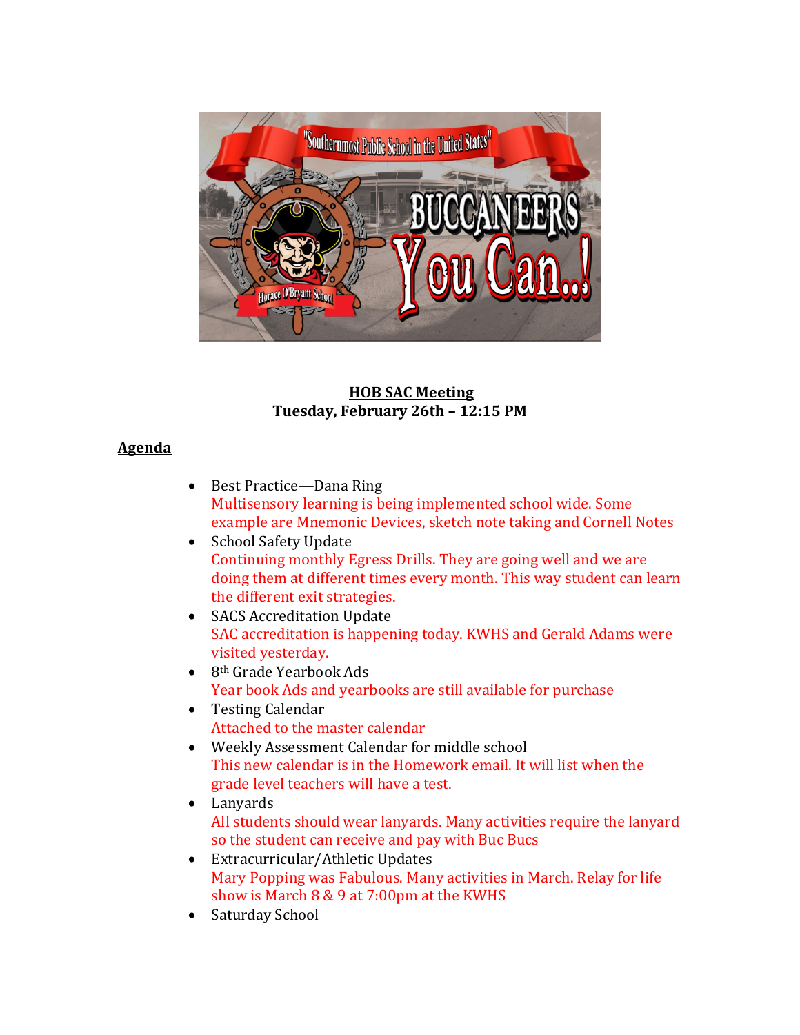**HOB SAC Meeting**
**Tuesday, February 26th – 12:15 PM**

**Agenda**

- Best Practice—Dana Ring
  Multisensory learning is being implemented school wide. Some example are Mnemonic Devices, sketch note taking and Cornell Notes
- School Safety Update
  Continuing monthly Egress Drills. They are going well and we are doing them at different times every month. This way student can learn the different exit strategies.
- SACS Accreditation Update
  SAC accreditation is happening today. KWHS and Gerald Adams were visited yesterday.
- 8th Grade Yearbook Ads
  Year book Ads and yearbooks are still available for purchase
- Testing Calendar
  Attached to the master calendar
- Weekly Assessment Calendar for middle school
  This new calendar is in the Homework email. It will list when the grade level teachers will have a test.
- Lanyards
  All students should wear lanyards. Many activities require the lanyard so the student can receive and pay with Buc Bucs
- Extracurricular/Athletic Updates
  Mary Popping was Fabulous. Many activities in March. Relay for life show is March 8 & 9 at 7:00pm at the KWHS
- Saturday School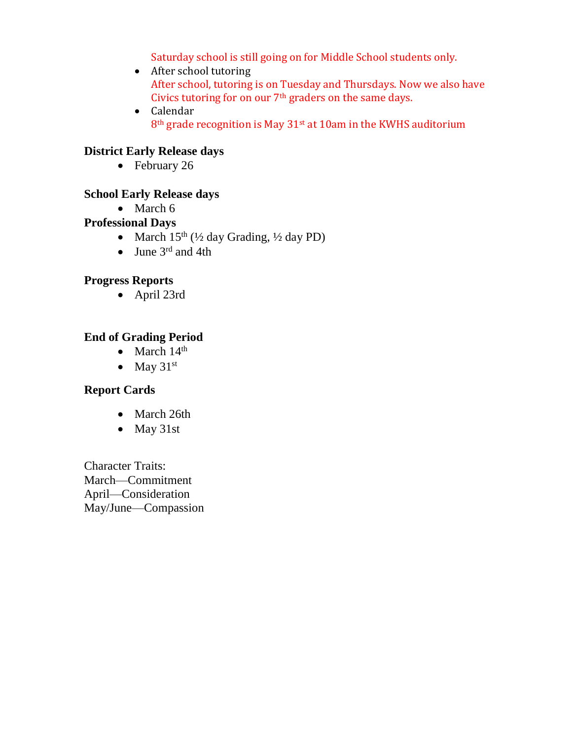Saturday school is still going on for Middle School students only.

- After school tutoring
  After school, tutoring is on Tuesday and Thursdays. Now we also have Civics tutoring for on our 7th graders on the same days.
- Calendar
  8th grade recognition is May 31st at 10am in the KWHS auditorium

**District Early Release days**

- February 26

**School Early Release days**

- March 6

**Professional Days**

- March 15th (½ day Grading, ½ day PD)
- June 3rd and 4th

**Progress Reports**

- April 23rd

**End of Grading Period**

- March 14th
- May 31st

**Report Cards**

- March 26th
- May 31st

Character Traits:
March—Commitment
April—Consideration
May/June—Compassion